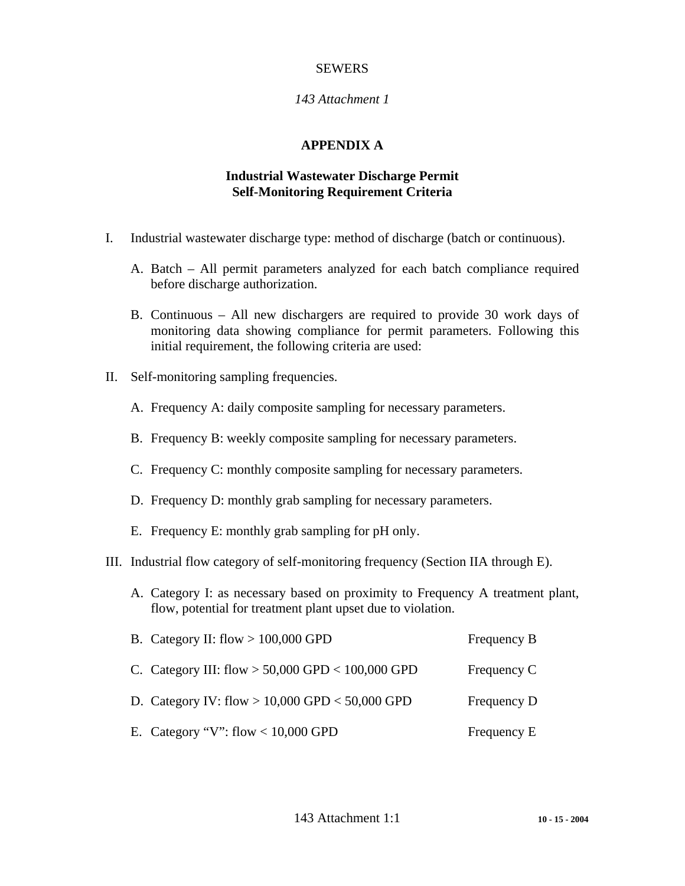SEWERS

*143 Attachment 1*

# APPENDIX A

## Industrial Wastewater Discharge Permit Self-Monitoring Requirement Criteria

I. Industrial wastewater discharge type: method of discharge (batch or continuous).

   A. Batch – All permit parameters analyzed for each batch compliance required before discharge authorization.

   B. Continuous – All new dischargers are required to provide 30 work days of monitoring data showing compliance for permit parameters. Following this initial requirement, the following criteria are used:

II. Self-monitoring sampling frequencies.

   A. Frequency A: daily composite sampling for necessary parameters.

   B. Frequency B: weekly composite sampling for necessary parameters.

   C. Frequency C: monthly composite sampling for necessary parameters.

   D. Frequency D: monthly grab sampling for necessary parameters.

   E. Frequency E: monthly grab sampling for pH only.

III. Industrial flow category of self-monitoring frequency (Section IIA through E).

   A. Category I: as necessary based on proximity to Frequency A treatment plant, flow, potential for treatment plant upset due to violation.

   B. Category II: flow > 100,000 GPD — Frequency B

   C. Category III: flow > 50,000 GPD < 100,000 GPD — Frequency C

   D. Category IV: flow > 10,000 GPD < 50,000 GPD — Frequency D

   E. Category "V": flow < 10,000 GPD — Frequency E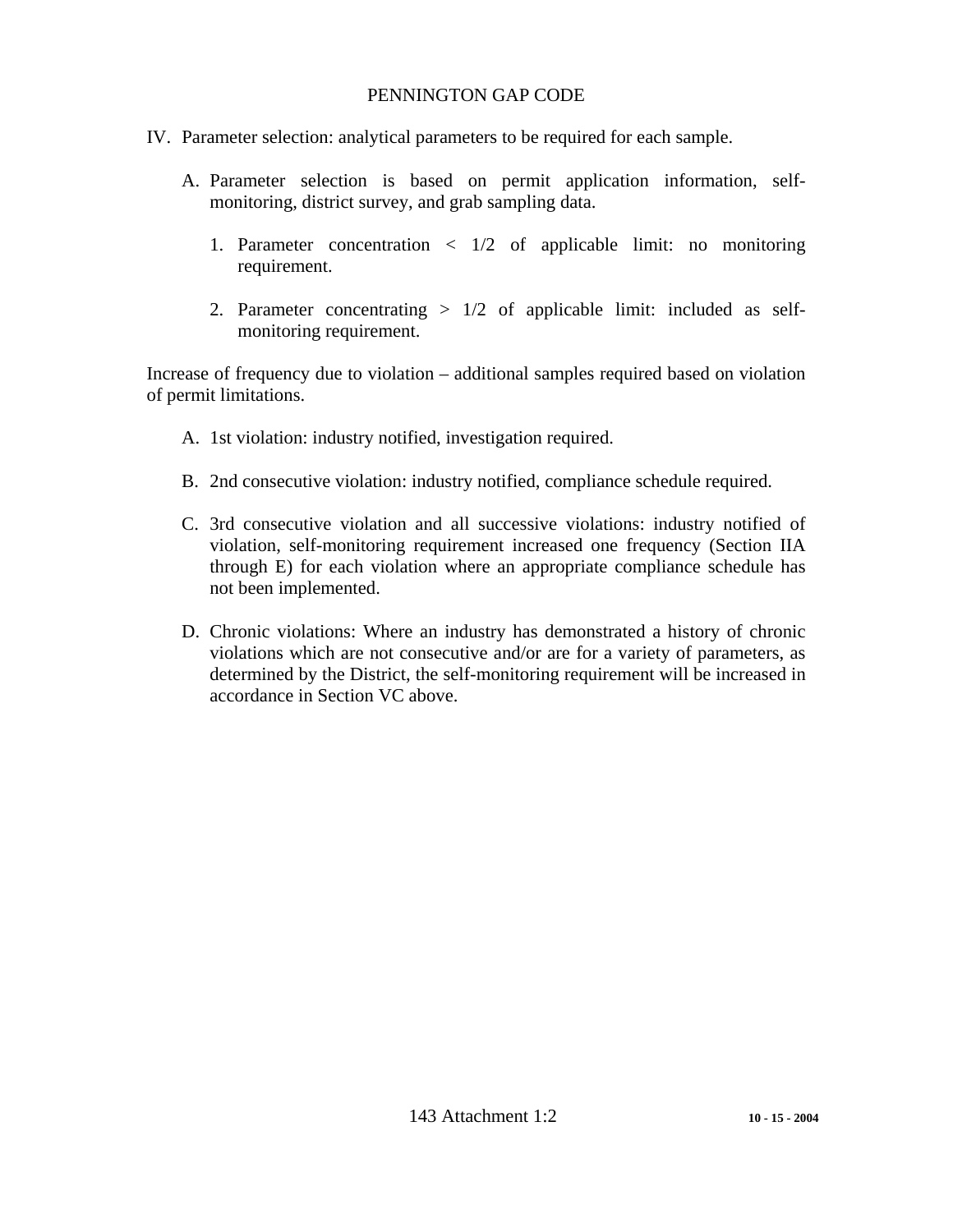IV. Parameter selection: analytical parameters to be required for each sample.

   A. Parameter selection is based on permit application information, self-monitoring, district survey, and grab sampling data.

      1. Parameter concentration < 1/2 of applicable limit: no monitoring requirement.

      2. Parameter concentrating > 1/2 of applicable limit: included as self-monitoring requirement.

Increase of frequency due to violation – additional samples required based on violation of permit limitations.

   A. 1st violation: industry notified, investigation required.

   B. 2nd consecutive violation: industry notified, compliance schedule required.

   C. 3rd consecutive violation and all successive violations: industry notified of violation, self-monitoring requirement increased one frequency (Section IIA through E) for each violation where an appropriate compliance schedule has not been implemented.

   D. Chronic violations: Where an industry has demonstrated a history of chronic violations which are not consecutive and/or are for a variety of parameters, as determined by the District, the self-monitoring requirement will be increased in accordance in Section VC above.